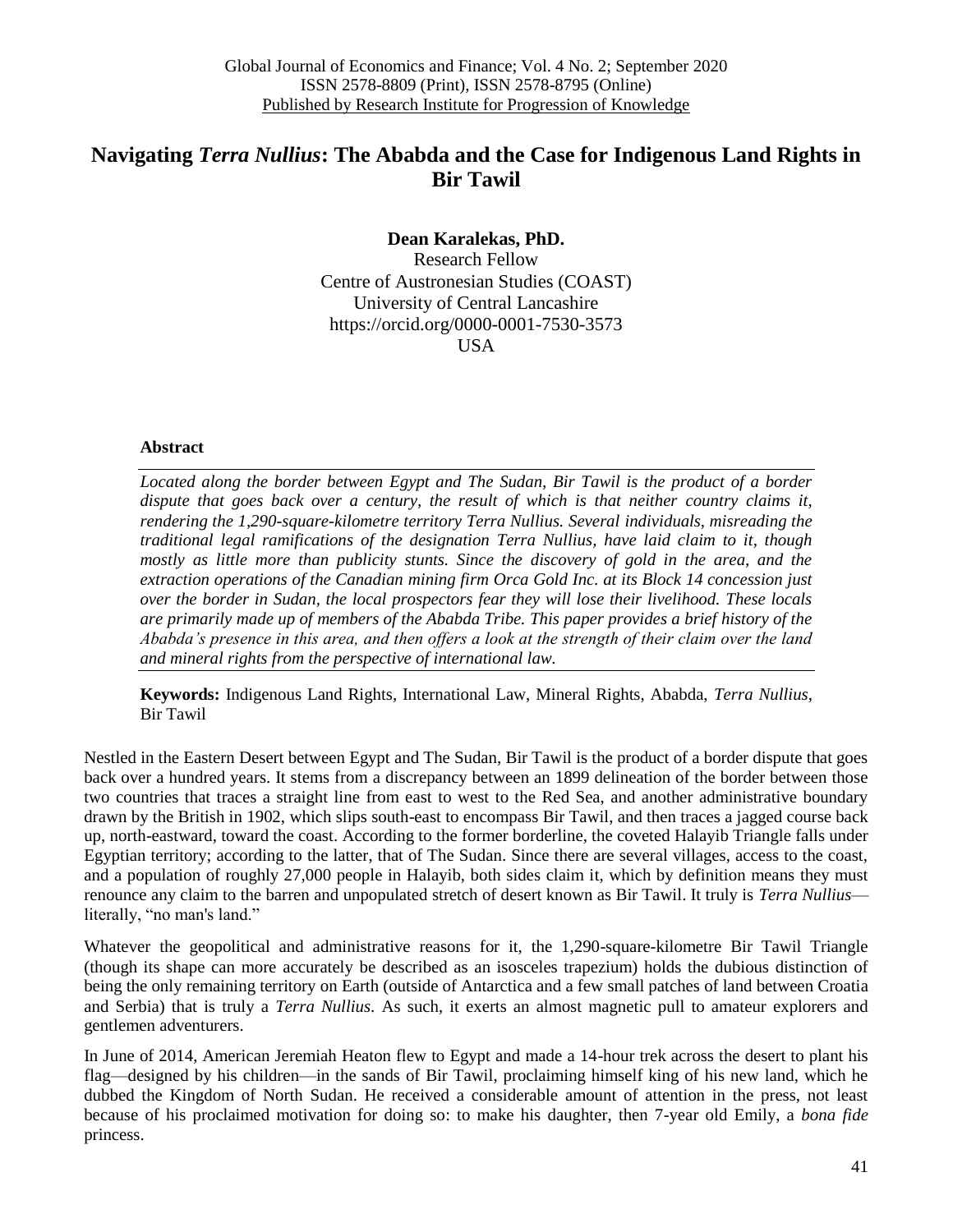# Navigating *Terra Nullius*: The Ababda and the Case for Indigenous Land Rights in Bir Tawil

**Dean Karalekas, PhD.**
Research Fellow
Centre of Austronesian Studies (COAST)
University of Central Lancashire
https://orcid.org/0000-0001-7530-3573
USA

### Abstract

*Located along the border between Egypt and The Sudan, Bir Tawil is the product of a border dispute that goes back over a century, the result of which is that neither country claims it, rendering the 1,290-square-kilometre territory Terra Nullius. Several individuals, misreading the traditional legal ramifications of the designation Terra Nullius, have laid claim to it, though mostly as little more than publicity stunts. Since the discovery of gold in the area, and the extraction operations of the Canadian mining firm Orca Gold Inc. at its Block 14 concession just over the border in Sudan, the local prospectors fear they will lose their livelihood. These locals are primarily made up of members of the Ababda Tribe. This paper provides a brief history of the Ababda's presence in this area, and then offers a look at the strength of their claim over the land and mineral rights from the perspective of international law.*

**Keywords:** Indigenous Land Rights, International Law, Mineral Rights, Ababda, *Terra Nullius*, Bir Tawil

Nestled in the Eastern Desert between Egypt and The Sudan, Bir Tawil is the product of a border dispute that goes back over a hundred years. It stems from a discrepancy between an 1899 delineation of the border between those two countries that traces a straight line from east to west to the Red Sea, and another administrative boundary drawn by the British in 1902, which slips south-east to encompass Bir Tawil, and then traces a jagged course back up, north-eastward, toward the coast. According to the former borderline, the coveted Halayib Triangle falls under Egyptian territory; according to the latter, that of The Sudan. Since there are several villages, access to the coast, and a population of roughly 27,000 people in Halayib, both sides claim it, which by definition means they must renounce any claim to the barren and unpopulated stretch of desert known as Bir Tawil. It truly is *Terra Nullius*—literally, "no man's land."

Whatever the geopolitical and administrative reasons for it, the 1,290-square-kilometre Bir Tawil Triangle (though its shape can more accurately be described as an isosceles trapezium) holds the dubious distinction of being the only remaining territory on Earth (outside of Antarctica and a few small patches of land between Croatia and Serbia) that is truly a *Terra Nullius*. As such, it exerts an almost magnetic pull to amateur explorers and gentlemen adventurers.

In June of 2014, American Jeremiah Heaton flew to Egypt and made a 14-hour trek across the desert to plant his flag—designed by his children—in the sands of Bir Tawil, proclaiming himself king of his new land, which he dubbed the Kingdom of North Sudan. He received a considerable amount of attention in the press, not least because of his proclaimed motivation for doing so: to make his daughter, then 7-year old Emily, a *bona fide* princess.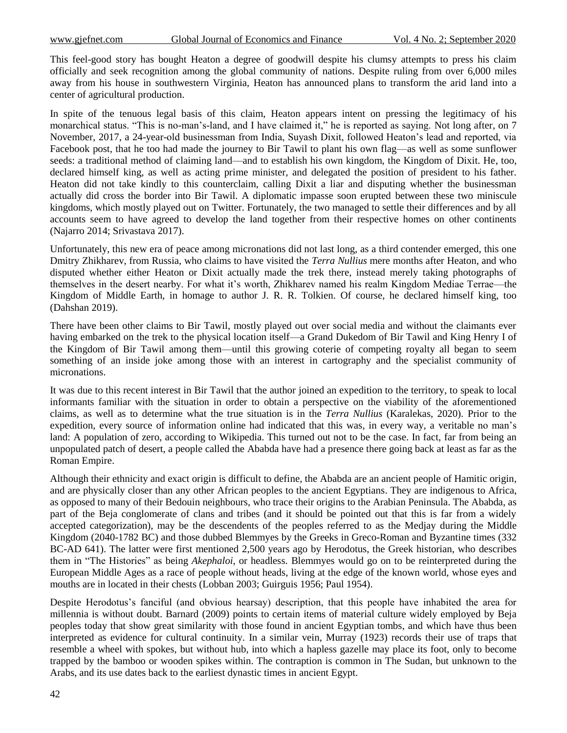This feel-good story has bought Heaton a degree of goodwill despite his clumsy attempts to press his claim officially and seek recognition among the global community of nations. Despite ruling from over 6,000 miles away from his house in southwestern Virginia, Heaton has announced plans to transform the arid land into a center of agricultural production.

In spite of the tenuous legal basis of this claim, Heaton appears intent on pressing the legitimacy of his monarchical status. "This is no-man's-land, and I have claimed it," he is reported as saying. Not long after, on 7 November, 2017, a 24-year-old businessman from India, Suyash Dixit, followed Heaton's lead and reported, via Facebook post, that he too had made the journey to Bir Tawil to plant his own flag—as well as some sunflower seeds: a traditional method of claiming land—and to establish his own kingdom, the Kingdom of Dixit. He, too, declared himself king, as well as acting prime minister, and delegated the position of president to his father. Heaton did not take kindly to this counterclaim, calling Dixit a liar and disputing whether the businessman actually did cross the border into Bir Tawil. A diplomatic impasse soon erupted between these two miniscule kingdoms, which mostly played out on Twitter. Fortunately, the two managed to settle their differences and by all accounts seem to have agreed to develop the land together from their respective homes on other continents (Najarro 2014; Srivastava 2017).

Unfortunately, this new era of peace among micronations did not last long, as a third contender emerged, this one Dmitry Zhikharev, from Russia, who claims to have visited the *Terra Nullius* mere months after Heaton, and who disputed whether either Heaton or Dixit actually made the trek there, instead merely taking photographs of themselves in the desert nearby. For what it's worth, Zhikharev named his realm Kingdom Mediae Terrae—the Kingdom of Middle Earth, in homage to author J. R. R. Tolkien. Of course, he declared himself king, too (Dahshan 2019).

There have been other claims to Bir Tawil, mostly played out over social media and without the claimants ever having embarked on the trek to the physical location itself—a Grand Dukedom of Bir Tawil and King Henry I of the Kingdom of Bir Tawil among them—until this growing coterie of competing royalty all began to seem something of an inside joke among those with an interest in cartography and the specialist community of micronations.

It was due to this recent interest in Bir Tawil that the author joined an expedition to the territory, to speak to local informants familiar with the situation in order to obtain a perspective on the viability of the aforementioned claims, as well as to determine what the true situation is in the *Terra Nullius* (Karalekas, 2020). Prior to the expedition, every source of information online had indicated that this was, in every way, a veritable no man's land: A population of zero, according to Wikipedia. This turned out not to be the case. In fact, far from being an unpopulated patch of desert, a people called the Ababda have had a presence there going back at least as far as the Roman Empire.

Although their ethnicity and exact origin is difficult to define, the Ababda are an ancient people of Hamitic origin, and are physically closer than any other African peoples to the ancient Egyptians. They are indigenous to Africa, as opposed to many of their Bedouin neighbours, who trace their origins to the Arabian Peninsula. The Ababda, as part of the Beja conglomerate of clans and tribes (and it should be pointed out that this is far from a widely accepted categorization), may be the descendents of the peoples referred to as the Medjay during the Middle Kingdom (2040-1782 BC) and those dubbed Blemmyes by the Greeks in Greco-Roman and Byzantine times (332 BC-AD 641). The latter were first mentioned 2,500 years ago by Herodotus, the Greek historian, who describes them in "The Histories" as being *Akephaloi*, or headless. Blemmyes would go on to be reinterpreted during the European Middle Ages as a race of people without heads, living at the edge of the known world, whose eyes and mouths are in located in their chests (Lobban 2003; Guirguis 1956; Paul 1954).

Despite Herodotus's fanciful (and obvious hearsay) description, that this people have inhabited the area for millennia is without doubt. Barnard (2009) points to certain items of material culture widely employed by Beja peoples today that show great similarity with those found in ancient Egyptian tombs, and which have thus been interpreted as evidence for cultural continuity. In a similar vein, Murray (1923) records their use of traps that resemble a wheel with spokes, but without hub, into which a hapless gazelle may place its foot, only to become trapped by the bamboo or wooden spikes within. The contraption is common in The Sudan, but unknown to the Arabs, and its use dates back to the earliest dynastic times in ancient Egypt.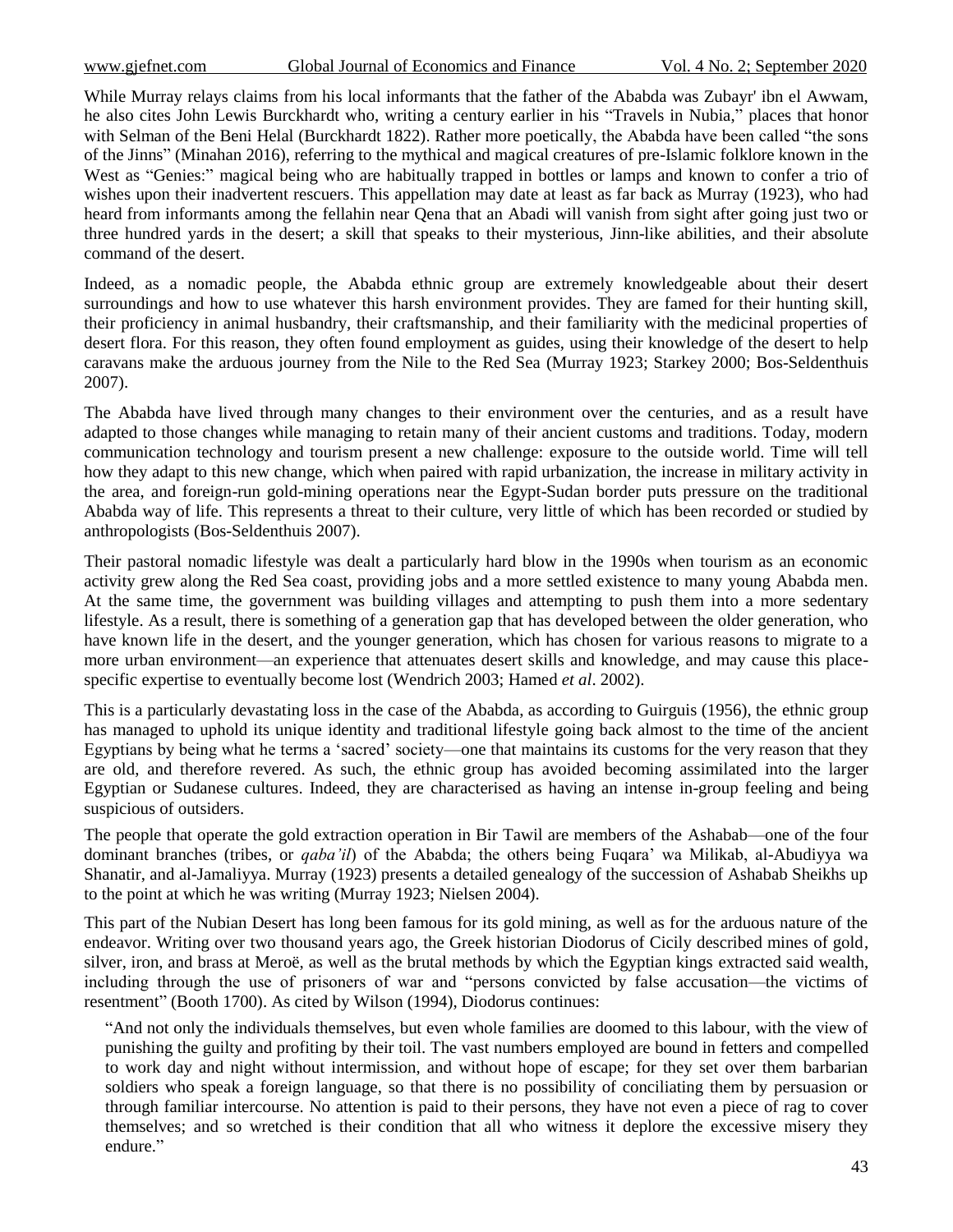While Murray relays claims from his local informants that the father of the Ababda was Zubayr' ibn el Awwam, he also cites John Lewis Burckhardt who, writing a century earlier in his "Travels in Nubia," places that honor with Selman of the Beni Helal (Burckhardt 1822). Rather more poetically, the Ababda have been called "the sons of the Jinns" (Minahan 2016), referring to the mythical and magical creatures of pre-Islamic folklore known in the West as "Genies:" magical being who are habitually trapped in bottles or lamps and known to confer a trio of wishes upon their inadvertent rescuers. This appellation may date at least as far back as Murray (1923), who had heard from informants among the fellahin near Qena that an Abadi will vanish from sight after going just two or three hundred yards in the desert; a skill that speaks to their mysterious, Jinn-like abilities, and their absolute command of the desert.

Indeed, as a nomadic people, the Ababda ethnic group are extremely knowledgeable about their desert surroundings and how to use whatever this harsh environment provides. They are famed for their hunting skill, their proficiency in animal husbandry, their craftsmanship, and their familiarity with the medicinal properties of desert flora. For this reason, they often found employment as guides, using their knowledge of the desert to help caravans make the arduous journey from the Nile to the Red Sea (Murray 1923; Starkey 2000; Bos-Seldenthuis 2007).

The Ababda have lived through many changes to their environment over the centuries, and as a result have adapted to those changes while managing to retain many of their ancient customs and traditions. Today, modern communication technology and tourism present a new challenge: exposure to the outside world. Time will tell how they adapt to this new change, which when paired with rapid urbanization, the increase in military activity in the area, and foreign-run gold-mining operations near the Egypt-Sudan border puts pressure on the traditional Ababda way of life. This represents a threat to their culture, very little of which has been recorded or studied by anthropologists (Bos-Seldenthuis 2007).

Their pastoral nomadic lifestyle was dealt a particularly hard blow in the 1990s when tourism as an economic activity grew along the Red Sea coast, providing jobs and a more settled existence to many young Ababda men. At the same time, the government was building villages and attempting to push them into a more sedentary lifestyle. As a result, there is something of a generation gap that has developed between the older generation, who have known life in the desert, and the younger generation, which has chosen for various reasons to migrate to a more urban environment—an experience that attenuates desert skills and knowledge, and may cause this place-specific expertise to eventually become lost (Wendrich 2003; Hamed *et al*. 2002).

This is a particularly devastating loss in the case of the Ababda, as according to Guirguis (1956), the ethnic group has managed to uphold its unique identity and traditional lifestyle going back almost to the time of the ancient Egyptians by being what he terms a 'sacred' society—one that maintains its customs for the very reason that they are old, and therefore revered. As such, the ethnic group has avoided becoming assimilated into the larger Egyptian or Sudanese cultures. Indeed, they are characterised as having an intense in-group feeling and being suspicious of outsiders.

The people that operate the gold extraction operation in Bir Tawil are members of the Ashabab—one of the four dominant branches (tribes, or *qaba'il*) of the Ababda; the others being Fuqara' wa Milikab, al-Abudiyya wa Shanatir, and al-Jamaliyya. Murray (1923) presents a detailed genealogy of the succession of Ashabab Sheikhs up to the point at which he was writing (Murray 1923; Nielsen 2004).

This part of the Nubian Desert has long been famous for its gold mining, as well as for the arduous nature of the endeavor. Writing over two thousand years ago, the Greek historian Diodorus of Cicily described mines of gold, silver, iron, and brass at Meroë, as well as the brutal methods by which the Egyptian kings extracted said wealth, including through the use of prisoners of war and "persons convicted by false accusation—the victims of resentment" (Booth 1700). As cited by Wilson (1994), Diodorus continues:

> "And not only the individuals themselves, but even whole families are doomed to this labour, with the view of punishing the guilty and profiting by their toil. The vast numbers employed are bound in fetters and compelled to work day and night without intermission, and without hope of escape; for they set over them barbarian soldiers who speak a foreign language, so that there is no possibility of conciliating them by persuasion or through familiar intercourse. No attention is paid to their persons, they have not even a piece of rag to cover themselves; and so wretched is their condition that all who witness it deplore the excessive misery they endure."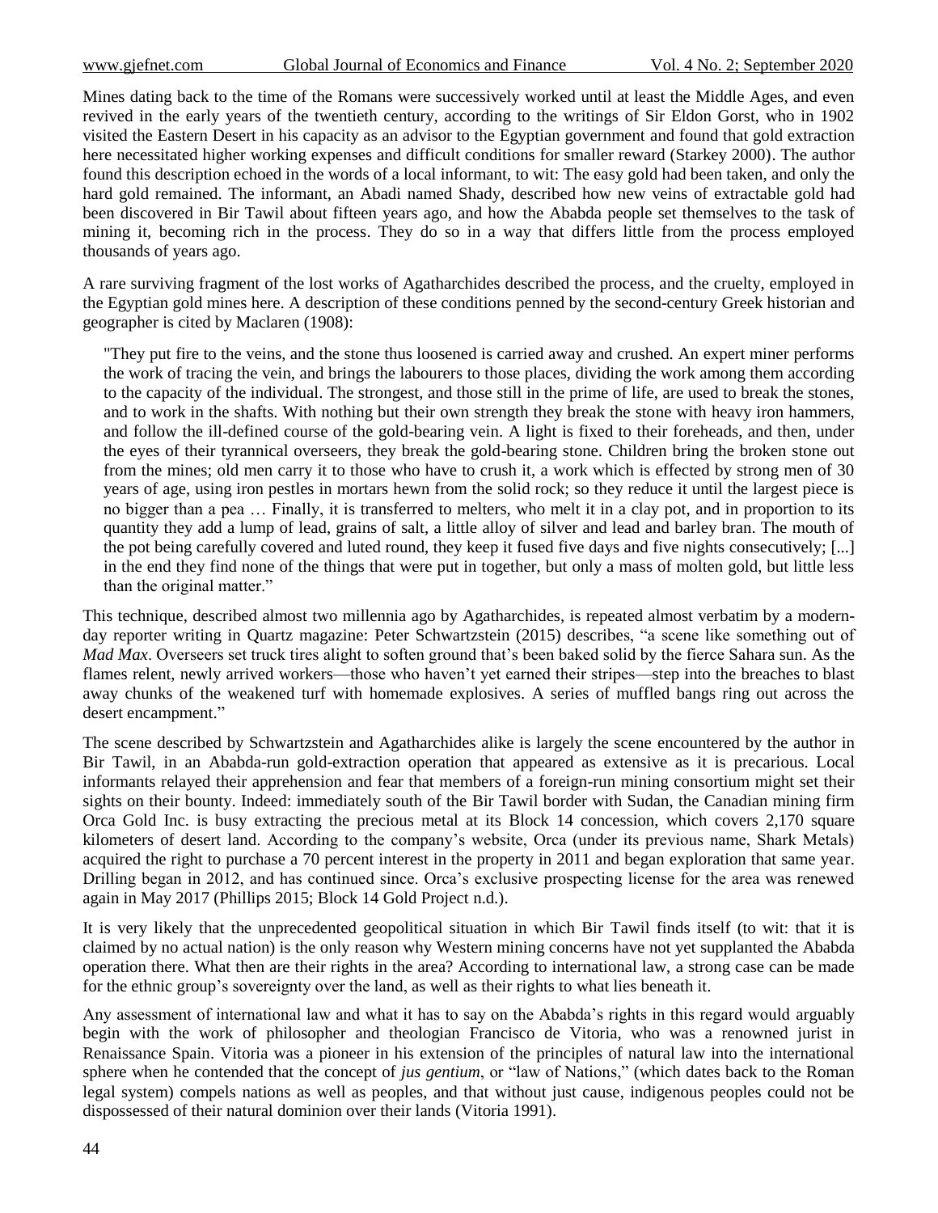Mines dating back to the time of the Romans were successively worked until at least the Middle Ages, and even revived in the early years of the twentieth century, according to the writings of Sir Eldon Gorst, who in 1902 visited the Eastern Desert in his capacity as an advisor to the Egyptian government and found that gold extraction here necessitated higher working expenses and difficult conditions for smaller reward (Starkey 2000). The author found this description echoed in the words of a local informant, to wit: The easy gold had been taken, and only the hard gold remained. The informant, an Abadi named Shady, described how new veins of extractable gold had been discovered in Bir Tawil about fifteen years ago, and how the Ababda people set themselves to the task of mining it, becoming rich in the process. They do so in a way that differs little from the process employed thousands of years ago.

A rare surviving fragment of the lost works of Agatharchides described the process, and the cruelty, employed in the Egyptian gold mines here. A description of these conditions penned by the second-century Greek historian and geographer is cited by Maclaren (1908):

> "They put fire to the veins, and the stone thus loosened is carried away and crushed. An expert miner performs the work of tracing the vein, and brings the labourers to those places, dividing the work among them according to the capacity of the individual. The strongest, and those still in the prime of life, are used to break the stones, and to work in the shafts. With nothing but their own strength they break the stone with heavy iron hammers, and follow the ill-defined course of the gold-bearing vein. A light is fixed to their foreheads, and then, under the eyes of their tyrannical overseers, they break the gold-bearing stone. Children bring the broken stone out from the mines; old men carry it to those who have to crush it, a work which is effected by strong men of 30 years of age, using iron pestles in mortars hewn from the solid rock; so they reduce it until the largest piece is no bigger than a pea … Finally, it is transferred to melters, who melt it in a clay pot, and in proportion to its quantity they add a lump of lead, grains of salt, a little alloy of silver and lead and barley bran. The mouth of the pot being carefully covered and luted round, they keep it fused five days and five nights consecutively; [...] in the end they find none of the things that were put in together, but only a mass of molten gold, but little less than the original matter."

This technique, described almost two millennia ago by Agatharchides, is repeated almost verbatim by a modern-day reporter writing in Quartz magazine: Peter Schwartzstein (2015) describes, "a scene like something out of *Mad Max*. Overseers set truck tires alight to soften ground that's been baked solid by the fierce Sahara sun. As the flames relent, newly arrived workers—those who haven't yet earned their stripes—step into the breaches to blast away chunks of the weakened turf with homemade explosives. A series of muffled bangs ring out across the desert encampment."

The scene described by Schwartzstein and Agatharchides alike is largely the scene encountered by the author in Bir Tawil, in an Ababda-run gold-extraction operation that appeared as extensive as it is precarious. Local informants relayed their apprehension and fear that members of a foreign-run mining consortium might set their sights on their bounty. Indeed: immediately south of the Bir Tawil border with Sudan, the Canadian mining firm Orca Gold Inc. is busy extracting the precious metal at its Block 14 concession, which covers 2,170 square kilometers of desert land. According to the company's website, Orca (under its previous name, Shark Metals) acquired the right to purchase a 70 percent interest in the property in 2011 and began exploration that same year. Drilling began in 2012, and has continued since. Orca's exclusive prospecting license for the area was renewed again in May 2017 (Phillips 2015; Block 14 Gold Project n.d.).

It is very likely that the unprecedented geopolitical situation in which Bir Tawil finds itself (to wit: that it is claimed by no actual nation) is the only reason why Western mining concerns have not yet supplanted the Ababda operation there. What then are their rights in the area? According to international law, a strong case can be made for the ethnic group's sovereignty over the land, as well as their rights to what lies beneath it.

Any assessment of international law and what it has to say on the Ababda's rights in this regard would arguably begin with the work of philosopher and theologian Francisco de Vitoria, who was a renowned jurist in Renaissance Spain. Vitoria was a pioneer in his extension of the principles of natural law into the international sphere when he contended that the concept of *jus gentium*, or "law of Nations," (which dates back to the Roman legal system) compels nations as well as peoples, and that without just cause, indigenous peoples could not be dispossessed of their natural dominion over their lands (Vitoria 1991).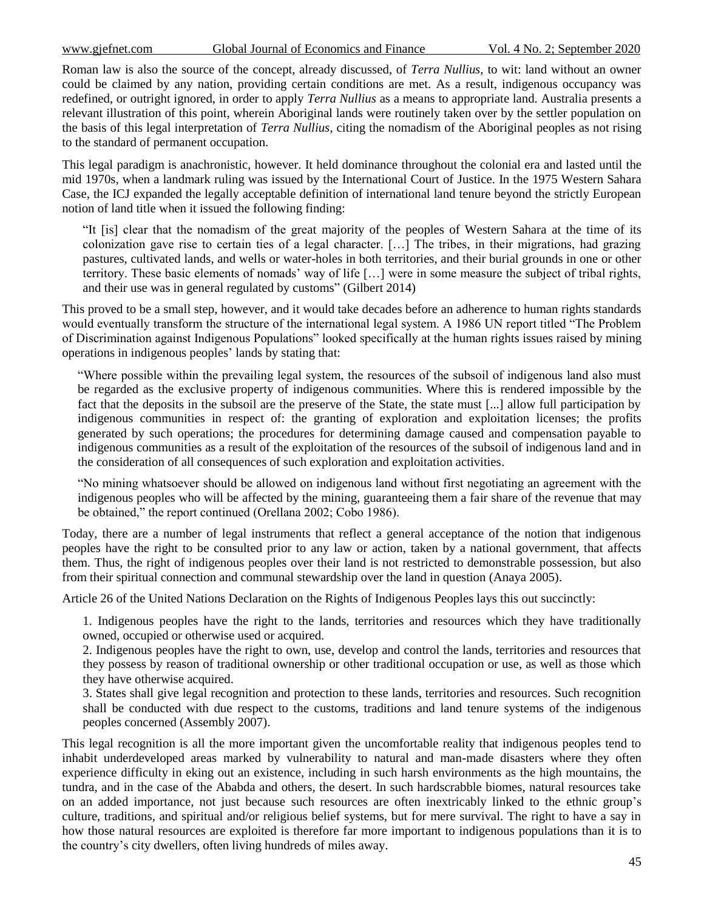Roman law is also the source of the concept, already discussed, of *Terra Nullius*, to wit: land without an owner could be claimed by any nation, providing certain conditions are met. As a result, indigenous occupancy was redefined, or outright ignored, in order to apply *Terra Nullius* as a means to appropriate land. Australia presents a relevant illustration of this point, wherein Aboriginal lands were routinely taken over by the settler population on the basis of this legal interpretation of *Terra Nullius*, citing the nomadism of the Aboriginal peoples as not rising to the standard of permanent occupation.

This legal paradigm is anachronistic, however. It held dominance throughout the colonial era and lasted until the mid 1970s, when a landmark ruling was issued by the International Court of Justice. In the 1975 Western Sahara Case, the ICJ expanded the legally acceptable definition of international land tenure beyond the strictly European notion of land title when it issued the following finding:

> "It [is] clear that the nomadism of the great majority of the peoples of Western Sahara at the time of its colonization gave rise to certain ties of a legal character. […] The tribes, in their migrations, had grazing pastures, cultivated lands, and wells or water-holes in both territories, and their burial grounds in one or other territory. These basic elements of nomads' way of life […] were in some measure the subject of tribal rights, and their use was in general regulated by customs" (Gilbert 2014)

This proved to be a small step, however, and it would take decades before an adherence to human rights standards would eventually transform the structure of the international legal system. A 1986 UN report titled "The Problem of Discrimination against Indigenous Populations" looked specifically at the human rights issues raised by mining operations in indigenous peoples' lands by stating that:

> "Where possible within the prevailing legal system, the resources of the subsoil of indigenous land also must be regarded as the exclusive property of indigenous communities. Where this is rendered impossible by the fact that the deposits in the subsoil are the preserve of the State, the state must [...] allow full participation by indigenous communities in respect of: the granting of exploration and exploitation licenses; the profits generated by such operations; the procedures for determining damage caused and compensation payable to indigenous communities as a result of the exploitation of the resources of the subsoil of indigenous land and in the consideration of all consequences of such exploration and exploitation activities.
>
> "No mining whatsoever should be allowed on indigenous land without first negotiating an agreement with the indigenous peoples who will be affected by the mining, guaranteeing them a fair share of the revenue that may be obtained," the report continued (Orellana 2002; Cobo 1986).

Today, there are a number of legal instruments that reflect a general acceptance of the notion that indigenous peoples have the right to be consulted prior to any law or action, taken by a national government, that affects them. Thus, the right of indigenous peoples over their land is not restricted to demonstrable possession, but also from their spiritual connection and communal stewardship over the land in question (Anaya 2005).

Article 26 of the United Nations Declaration on the Rights of Indigenous Peoples lays this out succinctly:

> 1. Indigenous peoples have the right to the lands, territories and resources which they have traditionally owned, occupied or otherwise used or acquired.
> 2. Indigenous peoples have the right to own, use, develop and control the lands, territories and resources that they possess by reason of traditional ownership or other traditional occupation or use, as well as those which they have otherwise acquired.
> 3. States shall give legal recognition and protection to these lands, territories and resources. Such recognition shall be conducted with due respect to the customs, traditions and land tenure systems of the indigenous peoples concerned (Assembly 2007).

This legal recognition is all the more important given the uncomfortable reality that indigenous peoples tend to inhabit underdeveloped areas marked by vulnerability to natural and man-made disasters where they often experience difficulty in eking out an existence, including in such harsh environments as the high mountains, the tundra, and in the case of the Ababda and others, the desert. In such hardscrabble biomes, natural resources take on an added importance, not just because such resources are often inextricably linked to the ethnic group's culture, traditions, and spiritual and/or religious belief systems, but for mere survival. The right to have a say in how those natural resources are exploited is therefore far more important to indigenous populations than it is to the country's city dwellers, often living hundreds of miles away.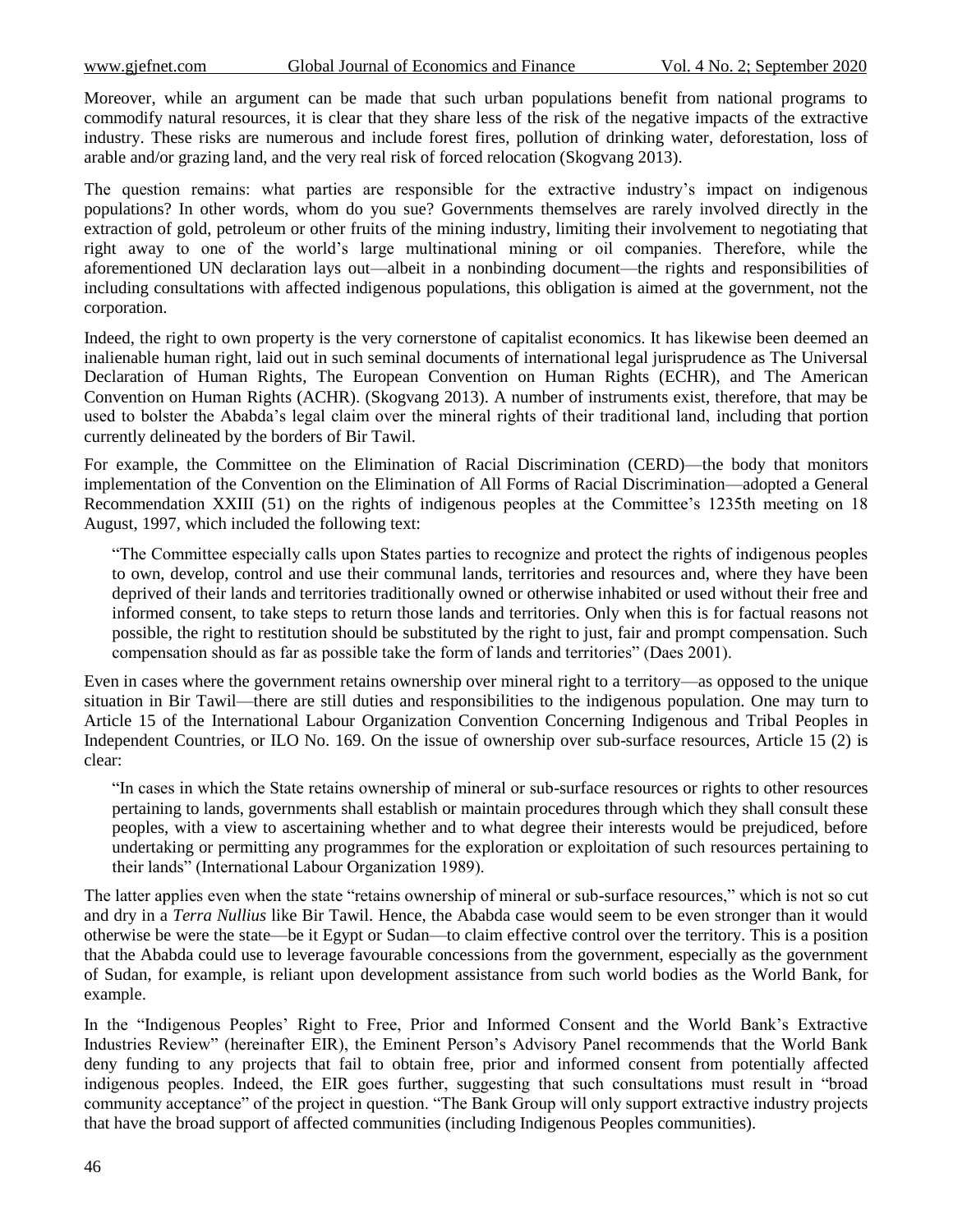Moreover, while an argument can be made that such urban populations benefit from national programs to commodify natural resources, it is clear that they share less of the risk of the negative impacts of the extractive industry. These risks are numerous and include forest fires, pollution of drinking water, deforestation, loss of arable and/or grazing land, and the very real risk of forced relocation (Skogvang 2013).

The question remains: what parties are responsible for the extractive industry's impact on indigenous populations? In other words, whom do you sue? Governments themselves are rarely involved directly in the extraction of gold, petroleum or other fruits of the mining industry, limiting their involvement to negotiating that right away to one of the world's large multinational mining or oil companies. Therefore, while the aforementioned UN declaration lays out—albeit in a nonbinding document—the rights and responsibilities of including consultations with affected indigenous populations, this obligation is aimed at the government, not the corporation.

Indeed, the right to own property is the very cornerstone of capitalist economics. It has likewise been deemed an inalienable human right, laid out in such seminal documents of international legal jurisprudence as The Universal Declaration of Human Rights, The European Convention on Human Rights (ECHR), and The American Convention on Human Rights (ACHR). (Skogvang 2013). A number of instruments exist, therefore, that may be used to bolster the Ababda's legal claim over the mineral rights of their traditional land, including that portion currently delineated by the borders of Bir Tawil.

For example, the Committee on the Elimination of Racial Discrimination (CERD)—the body that monitors implementation of the Convention on the Elimination of All Forms of Racial Discrimination—adopted a General Recommendation XXIII (51) on the rights of indigenous peoples at the Committee's 1235th meeting on 18 August, 1997, which included the following text:

> "The Committee especially calls upon States parties to recognize and protect the rights of indigenous peoples to own, develop, control and use their communal lands, territories and resources and, where they have been deprived of their lands and territories traditionally owned or otherwise inhabited or used without their free and informed consent, to take steps to return those lands and territories. Only when this is for factual reasons not possible, the right to restitution should be substituted by the right to just, fair and prompt compensation. Such compensation should as far as possible take the form of lands and territories" (Daes 2001).

Even in cases where the government retains ownership over mineral right to a territory—as opposed to the unique situation in Bir Tawil—there are still duties and responsibilities to the indigenous population. One may turn to Article 15 of the International Labour Organization Convention Concerning Indigenous and Tribal Peoples in Independent Countries, or ILO No. 169. On the issue of ownership over sub-surface resources, Article 15 (2) is clear:

> "In cases in which the State retains ownership of mineral or sub-surface resources or rights to other resources pertaining to lands, governments shall establish or maintain procedures through which they shall consult these peoples, with a view to ascertaining whether and to what degree their interests would be prejudiced, before undertaking or permitting any programmes for the exploration or exploitation of such resources pertaining to their lands" (International Labour Organization 1989).

The latter applies even when the state "retains ownership of mineral or sub-surface resources," which is not so cut and dry in a *Terra Nullius* like Bir Tawil. Hence, the Ababda case would seem to be even stronger than it would otherwise be were the state—be it Egypt or Sudan—to claim effective control over the territory. This is a position that the Ababda could use to leverage favourable concessions from the government, especially as the government of Sudan, for example, is reliant upon development assistance from such world bodies as the World Bank, for example.

In the "Indigenous Peoples' Right to Free, Prior and Informed Consent and the World Bank's Extractive Industries Review" (hereinafter EIR), the Eminent Person's Advisory Panel recommends that the World Bank deny funding to any projects that fail to obtain free, prior and informed consent from potentially affected indigenous peoples. Indeed, the EIR goes further, suggesting that such consultations must result in "broad community acceptance" of the project in question. "The Bank Group will only support extractive industry projects that have the broad support of affected communities (including Indigenous Peoples communities).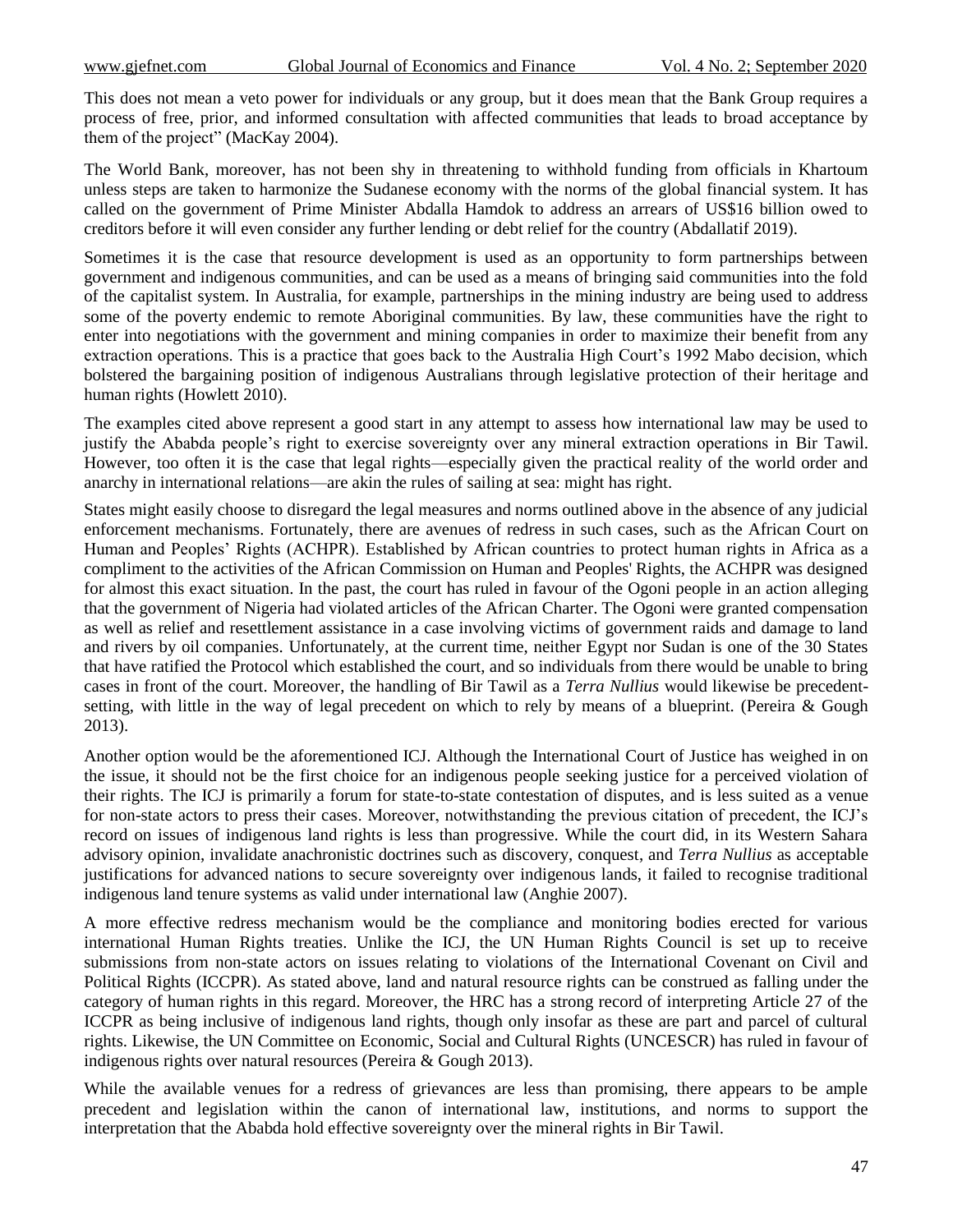This does not mean a veto power for individuals or any group, but it does mean that the Bank Group requires a process of free, prior, and informed consultation with affected communities that leads to broad acceptance by them of the project" (MacKay 2004).

The World Bank, moreover, has not been shy in threatening to withhold funding from officials in Khartoum unless steps are taken to harmonize the Sudanese economy with the norms of the global financial system. It has called on the government of Prime Minister Abdalla Hamdok to address an arrears of US$16 billion owed to creditors before it will even consider any further lending or debt relief for the country (Abdallatif 2019).

Sometimes it is the case that resource development is used as an opportunity to form partnerships between government and indigenous communities, and can be used as a means of bringing said communities into the fold of the capitalist system. In Australia, for example, partnerships in the mining industry are being used to address some of the poverty endemic to remote Aboriginal communities. By law, these communities have the right to enter into negotiations with the government and mining companies in order to maximize their benefit from any extraction operations. This is a practice that goes back to the Australia High Court's 1992 Mabo decision, which bolstered the bargaining position of indigenous Australians through legislative protection of their heritage and human rights (Howlett 2010).

The examples cited above represent a good start in any attempt to assess how international law may be used to justify the Ababda people's right to exercise sovereignty over any mineral extraction operations in Bir Tawil. However, too often it is the case that legal rights—especially given the practical reality of the world order and anarchy in international relations—are akin the rules of sailing at sea: might has right.

States might easily choose to disregard the legal measures and norms outlined above in the absence of any judicial enforcement mechanisms. Fortunately, there are avenues of redress in such cases, such as the African Court on Human and Peoples' Rights (ACHPR). Established by African countries to protect human rights in Africa as a compliment to the activities of the African Commission on Human and Peoples' Rights, the ACHPR was designed for almost this exact situation. In the past, the court has ruled in favour of the Ogoni people in an action alleging that the government of Nigeria had violated articles of the African Charter. The Ogoni were granted compensation as well as relief and resettlement assistance in a case involving victims of government raids and damage to land and rivers by oil companies. Unfortunately, at the current time, neither Egypt nor Sudan is one of the 30 States that have ratified the Protocol which established the court, and so individuals from there would be unable to bring cases in front of the court. Moreover, the handling of Bir Tawil as a *Terra Nullius* would likewise be precedent-setting, with little in the way of legal precedent on which to rely by means of a blueprint. (Pereira & Gough 2013).

Another option would be the aforementioned ICJ. Although the International Court of Justice has weighed in on the issue, it should not be the first choice for an indigenous people seeking justice for a perceived violation of their rights. The ICJ is primarily a forum for state-to-state contestation of disputes, and is less suited as a venue for non-state actors to press their cases. Moreover, notwithstanding the previous citation of precedent, the ICJ's record on issues of indigenous land rights is less than progressive. While the court did, in its Western Sahara advisory opinion, invalidate anachronistic doctrines such as discovery, conquest, and *Terra Nullius* as acceptable justifications for advanced nations to secure sovereignty over indigenous lands, it failed to recognise traditional indigenous land tenure systems as valid under international law (Anghie 2007).

A more effective redress mechanism would be the compliance and monitoring bodies erected for various international Human Rights treaties. Unlike the ICJ, the UN Human Rights Council is set up to receive submissions from non-state actors on issues relating to violations of the International Covenant on Civil and Political Rights (ICCPR). As stated above, land and natural resource rights can be construed as falling under the category of human rights in this regard. Moreover, the HRC has a strong record of interpreting Article 27 of the ICCPR as being inclusive of indigenous land rights, though only insofar as these are part and parcel of cultural rights. Likewise, the UN Committee on Economic, Social and Cultural Rights (UNCESCR) has ruled in favour of indigenous rights over natural resources (Pereira & Gough 2013).

While the available venues for a redress of grievances are less than promising, there appears to be ample precedent and legislation within the canon of international law, institutions, and norms to support the interpretation that the Ababda hold effective sovereignty over the mineral rights in Bir Tawil.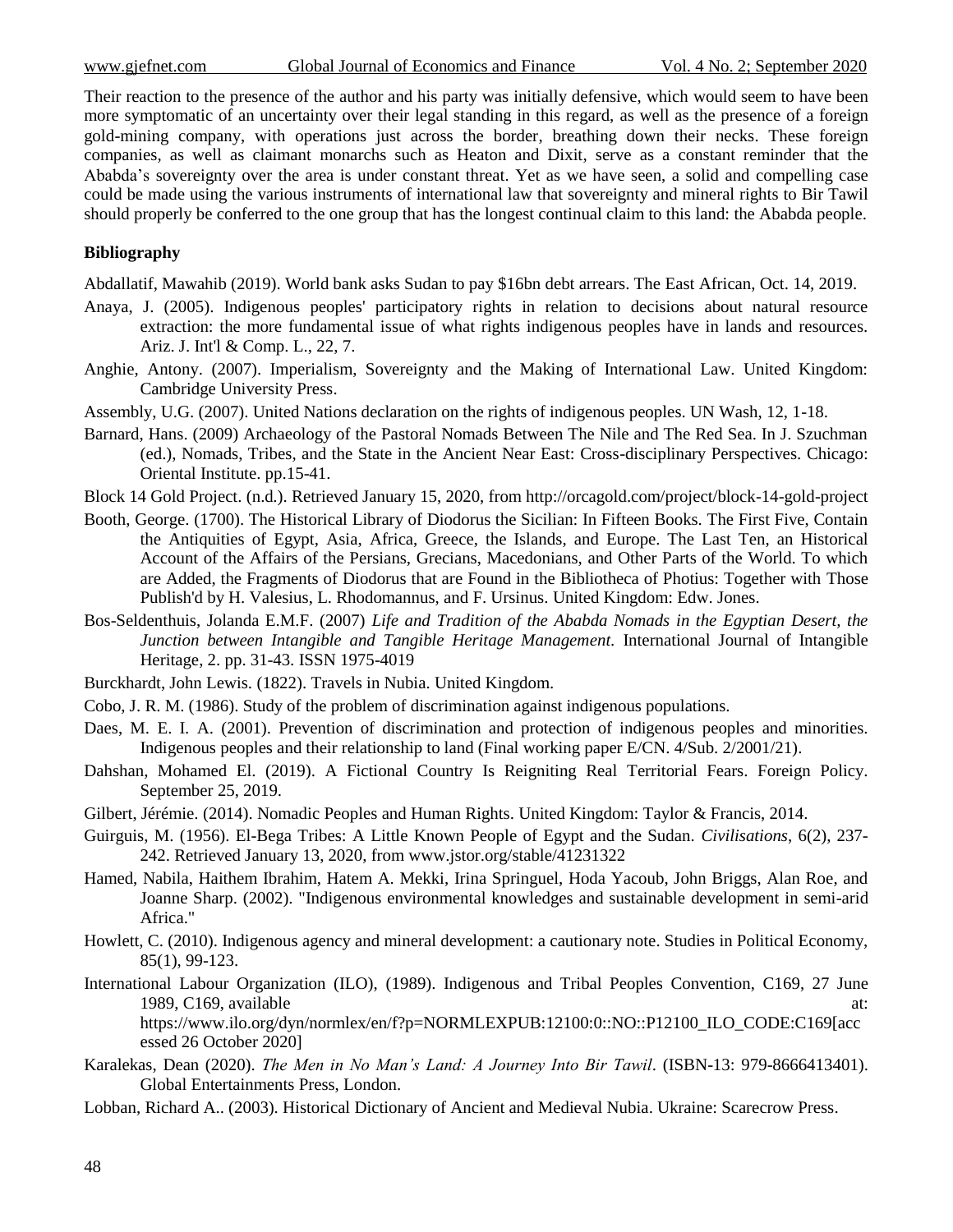Their reaction to the presence of the author and his party was initially defensive, which would seem to have been more symptomatic of an uncertainty over their legal standing in this regard, as well as the presence of a foreign gold-mining company, with operations just across the border, breathing down their necks. These foreign companies, as well as claimant monarchs such as Heaton and Dixit, serve as a constant reminder that the Ababda's sovereignty over the area is under constant threat. Yet as we have seen, a solid and compelling case could be made using the various instruments of international law that sovereignty and mineral rights to Bir Tawil should properly be conferred to the one group that has the longest continual claim to this land: the Ababda people.

## Bibliography

Abdallatif, Mawahib (2019). World bank asks Sudan to pay $16bn debt arrears. The East African, Oct. 14, 2019.

Anaya, J. (2005). Indigenous peoples' participatory rights in relation to decisions about natural resource extraction: the more fundamental issue of what rights indigenous peoples have in lands and resources. Ariz. J. Int'l & Comp. L., 22, 7.

Anghie, Antony. (2007). Imperialism, Sovereignty and the Making of International Law. United Kingdom: Cambridge University Press.

Assembly, U.G. (2007). United Nations declaration on the rights of indigenous peoples. UN Wash, 12, 1-18.

Barnard, Hans. (2009) Archaeology of the Pastoral Nomads Between The Nile and The Red Sea. In J. Szuchman (ed.), Nomads, Tribes, and the State in the Ancient Near East: Cross-disciplinary Perspectives. Chicago: Oriental Institute. pp.15-41.

Block 14 Gold Project. (n.d.). Retrieved January 15, 2020, from http://orcagold.com/project/block-14-gold-project

Booth, George. (1700). The Historical Library of Diodorus the Sicilian: In Fifteen Books. The First Five, Contain the Antiquities of Egypt, Asia, Africa, Greece, the Islands, and Europe. The Last Ten, an Historical Account of the Affairs of the Persians, Grecians, Macedonians, and Other Parts of the World. To which are Added, the Fragments of Diodorus that are Found in the Bibliotheca of Photius: Together with Those Publish'd by H. Valesius, L. Rhodomannus, and F. Ursinus. United Kingdom: Edw. Jones.

Bos-Seldenthuis, Jolanda E.M.F. (2007) *Life and Tradition of the Ababda Nomads in the Egyptian Desert, the Junction between Intangible and Tangible Heritage Management.* International Journal of Intangible Heritage, 2. pp. 31-43. ISSN 1975-4019

Burckhardt, John Lewis. (1822). Travels in Nubia. United Kingdom.

Cobo, J. R. M. (1986). Study of the problem of discrimination against indigenous populations.

Daes, M. E. I. A. (2001). Prevention of discrimination and protection of indigenous peoples and minorities. Indigenous peoples and their relationship to land (Final working paper E/CN. 4/Sub. 2/2001/21).

Dahshan, Mohamed El. (2019). A Fictional Country Is Reigniting Real Territorial Fears. Foreign Policy. September 25, 2019.

Gilbert, Jérémie. (2014). Nomadic Peoples and Human Rights. United Kingdom: Taylor & Francis, 2014.

Guirguis, M. (1956). El-Bega Tribes: A Little Known People of Egypt and the Sudan. *Civilisations*, 6(2), 237-242. Retrieved January 13, 2020, from www.jstor.org/stable/41231322

Hamed, Nabila, Haithem Ibrahim, Hatem A. Mekki, Irina Springuel, Hoda Yacoub, John Briggs, Alan Roe, and Joanne Sharp. (2002). "Indigenous environmental knowledges and sustainable development in semi-arid Africa."

Howlett, C. (2010). Indigenous agency and mineral development: a cautionary note. Studies in Political Economy, 85(1), 99-123.

International Labour Organization (ILO), (1989). Indigenous and Tribal Peoples Convention, C169, 27 June 1989, C169, available at: https://www.ilo.org/dyn/normlex/en/f?p=NORMLEXPUB:12100:0::NO::P12100_ILO_CODE:C169[accessed 26 October 2020]

Karalekas, Dean (2020). *The Men in No Man's Land: A Journey Into Bir Tawil*. (ISBN-13: 979-8666413401). Global Entertainments Press, London.

Lobban, Richard A.. (2003). Historical Dictionary of Ancient and Medieval Nubia. Ukraine: Scarecrow Press.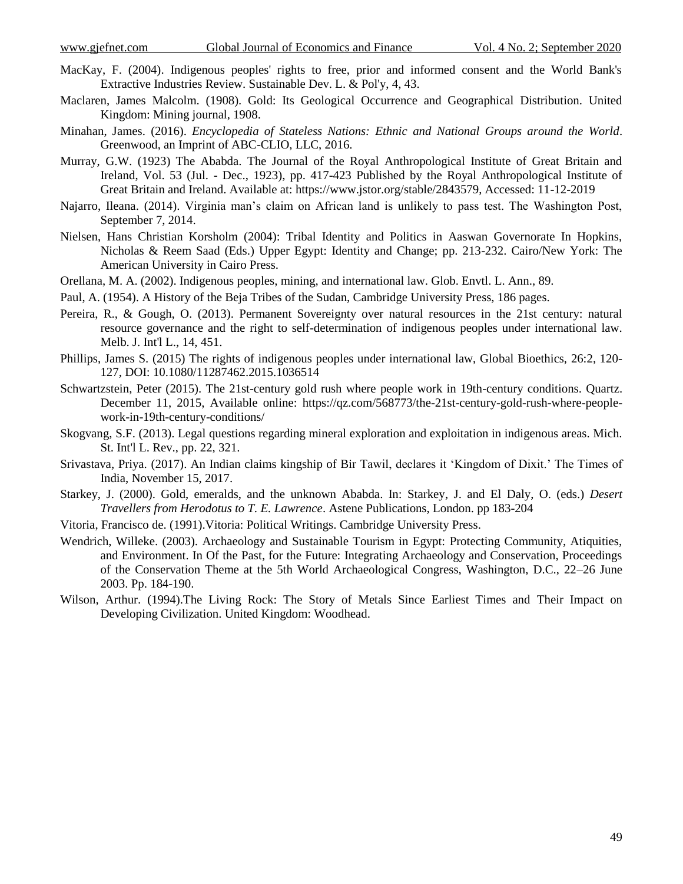MacKay, F. (2004). Indigenous peoples' rights to free, prior and informed consent and the World Bank's Extractive Industries Review. Sustainable Dev. L. & Pol'y, 4, 43.

Maclaren, James Malcolm. (1908). Gold: Its Geological Occurrence and Geographical Distribution. United Kingdom: Mining journal, 1908.

Minahan, James. (2016). *Encyclopedia of Stateless Nations: Ethnic and National Groups around the World*. Greenwood, an Imprint of ABC-CLIO, LLC, 2016.

Murray, G.W. (1923) The Ababda. The Journal of the Royal Anthropological Institute of Great Britain and Ireland, Vol. 53 (Jul. - Dec., 1923), pp. 417-423 Published by the Royal Anthropological Institute of Great Britain and Ireland. Available at: https://www.jstor.org/stable/2843579, Accessed: 11-12-2019

Najarro, Ileana. (2014). Virginia man's claim on African land is unlikely to pass test. The Washington Post, September 7, 2014.

Nielsen, Hans Christian Korsholm (2004): Tribal Identity and Politics in Aaswan Governorate In Hopkins, Nicholas & Reem Saad (Eds.) Upper Egypt: Identity and Change; pp. 213-232. Cairo/New York: The American University in Cairo Press.

Orellana, M. A. (2002). Indigenous peoples, mining, and international law. Glob. Envtl. L. Ann., 89.

Paul, A. (1954). A History of the Beja Tribes of the Sudan, Cambridge University Press, 186 pages.

Pereira, R., & Gough, O. (2013). Permanent Sovereignty over natural resources in the 21st century: natural resource governance and the right to self-determination of indigenous peoples under international law. Melb. J. Int'l L., 14, 451.

Phillips, James S. (2015) The rights of indigenous peoples under international law, Global Bioethics, 26:2, 120-127, DOI: 10.1080/11287462.2015.1036514

Schwartzstein, Peter (2015). The 21st-century gold rush where people work in 19th-century conditions. Quartz. December 11, 2015, Available online: https://qz.com/568773/the-21st-century-gold-rush-where-people-work-in-19th-century-conditions/

Skogvang, S.F. (2013). Legal questions regarding mineral exploration and exploitation in indigenous areas. Mich. St. Int'l L. Rev., pp. 22, 321.

Srivastava, Priya. (2017). An Indian claims kingship of Bir Tawil, declares it 'Kingdom of Dixit.' The Times of India, November 15, 2017.

Starkey, J. (2000). Gold, emeralds, and the unknown Ababda. In: Starkey, J. and El Daly, O. (eds.) *Desert Travellers from Herodotus to T. E. Lawrence*. Astene Publications, London. pp 183-204

Vitoria, Francisco de. (1991).Vitoria: Political Writings. Cambridge University Press.

Wendrich, Willeke. (2003). Archaeology and Sustainable Tourism in Egypt: Protecting Community, Atiquities, and Environment. In Of the Past, for the Future: Integrating Archaeology and Conservation, Proceedings of the Conservation Theme at the 5th World Archaeological Congress, Washington, D.C., 22–26 June 2003. Pp. 184-190.

Wilson, Arthur. (1994).The Living Rock: The Story of Metals Since Earliest Times and Their Impact on Developing Civilization. United Kingdom: Woodhead.